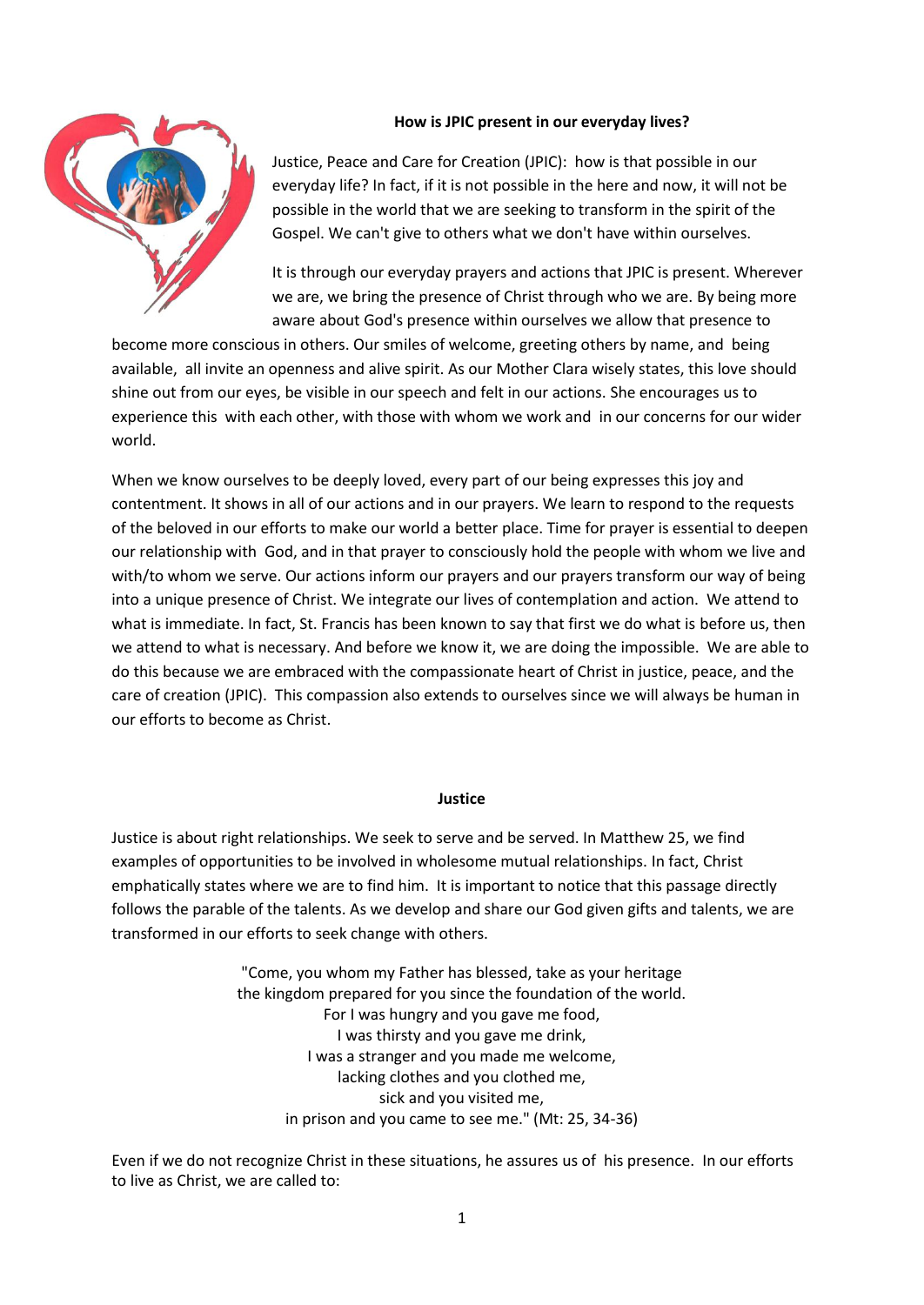## How is JPIC present in our everyday lives?

Justice, Peace and Care for Creation (JPIC): how is that possible in our everyday life? In fact, if it is not possible in the here and now, it will not be possible in the world that we are seeking to transform in the spirit of the Gospel. We can't give to others what we don't have within ourselves.

It is through our everyday prayers and actions that JPIC is present. Wherever we are, we bring the presence of Christ through who we are. By being more aware about God's presence within ourselves we allow that presence to become more conscious in others. Our smiles of welcome, greeting others by name, and being available, all invite an openness and alive spirit. As our Mother Clara wisely states, this love should shine out from our eyes, be visible in our speech and felt in our actions. She encourages us to experience this with each other, with those with whom we work and in our concerns for our wider world.

When we know ourselves to be deeply loved, every part of our being expresses this joy and contentment. It shows in all of our actions and in our prayers. We learn to respond to the requests of the beloved in our efforts to make our world a better place. Time for prayer is essential to deepen our relationship with God, and in that prayer to consciously hold the people with whom we live and with/to whom we serve. Our actions inform our prayers and our prayers transform our way of being into a unique presence of Christ. We integrate our lives of contemplation and action. We attend to what is immediate. In fact, St. Francis has been known to say that first we do what is before us, then we attend to what is necessary. And before we know it, we are doing the impossible. We are able to do this because we are embraced with the compassionate heart of Christ in justice, peace, and the care of creation (JPIC). This compassion also extends to ourselves since we will always be human in our efforts to become as Christ.

## Justice

Justice is about right relationships. We seek to serve and be served. In Matthew 25, we find examples of opportunities to be involved in wholesome mutual relationships. In fact, Christ emphatically states where we are to find him. It is important to notice that this passage directly follows the parable of the talents. As we develop and share our God given gifts and talents, we are transformed in our efforts to seek change with others.

> "Come, you whom my Father has blessed, take as your heritage
> the kingdom prepared for you since the foundation of the world.
> For I was hungry and you gave me food,
> I was thirsty and you gave me drink,
> I was a stranger and you made me welcome,
> lacking clothes and you clothed me,
> sick and you visited me,
> in prison and you came to see me." (Mt: 25, 34-36)

Even if we do not recognize Christ in these situations, he assures us of his presence. In our efforts to live as Christ, we are called to: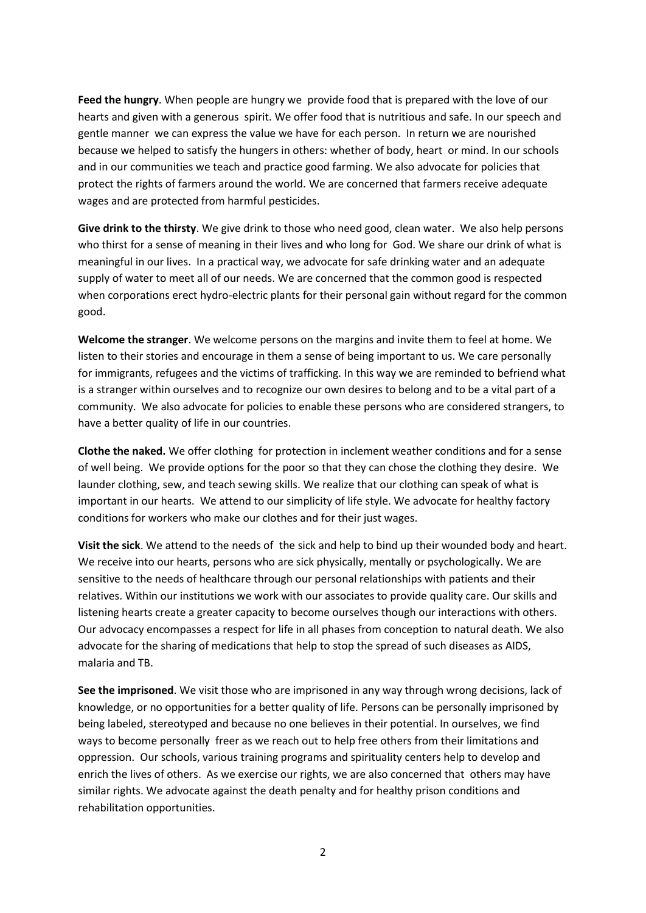**Feed the hungry**. When people are hungry we provide food that is prepared with the love of our hearts and given with a generous spirit. We offer food that is nutritious and safe. In our speech and gentle manner we can express the value we have for each person. In return we are nourished because we helped to satisfy the hungers in others: whether of body, heart or mind. In our schools and in our communities we teach and practice good farming. We also advocate for policies that protect the rights of farmers around the world. We are concerned that farmers receive adequate wages and are protected from harmful pesticides.

**Give drink to the thirsty**. We give drink to those who need good, clean water. We also help persons who thirst for a sense of meaning in their lives and who long for God. We share our drink of what is meaningful in our lives. In a practical way, we advocate for safe drinking water and an adequate supply of water to meet all of our needs. We are concerned that the common good is respected when corporations erect hydro-electric plants for their personal gain without regard for the common good.

**Welcome the stranger**. We welcome persons on the margins and invite them to feel at home. We listen to their stories and encourage in them a sense of being important to us. We care personally for immigrants, refugees and the victims of trafficking. In this way we are reminded to befriend what is a stranger within ourselves and to recognize our own desires to belong and to be a vital part of a community. We also advocate for policies to enable these persons who are considered strangers, to have a better quality of life in our countries.

**Clothe the naked.** We offer clothing for protection in inclement weather conditions and for a sense of well being. We provide options for the poor so that they can chose the clothing they desire. We launder clothing, sew, and teach sewing skills. We realize that our clothing can speak of what is important in our hearts. We attend to our simplicity of life style. We advocate for healthy factory conditions for workers who make our clothes and for their just wages.

**Visit the sick**. We attend to the needs of the sick and help to bind up their wounded body and heart. We receive into our hearts, persons who are sick physically, mentally or psychologically. We are sensitive to the needs of healthcare through our personal relationships with patients and their relatives. Within our institutions we work with our associates to provide quality care. Our skills and listening hearts create a greater capacity to become ourselves though our interactions with others. Our advocacy encompasses a respect for life in all phases from conception to natural death. We also advocate for the sharing of medications that help to stop the spread of such diseases as AIDS, malaria and TB.

**See the imprisoned**. We visit those who are imprisoned in any way through wrong decisions, lack of knowledge, or no opportunities for a better quality of life. Persons can be personally imprisoned by being labeled, stereotyped and because no one believes in their potential. In ourselves, we find ways to become personally freer as we reach out to help free others from their limitations and oppression. Our schools, various training programs and spirituality centers help to develop and enrich the lives of others. As we exercise our rights, we are also concerned that others may have similar rights. We advocate against the death penalty and for healthy prison conditions and rehabilitation opportunities.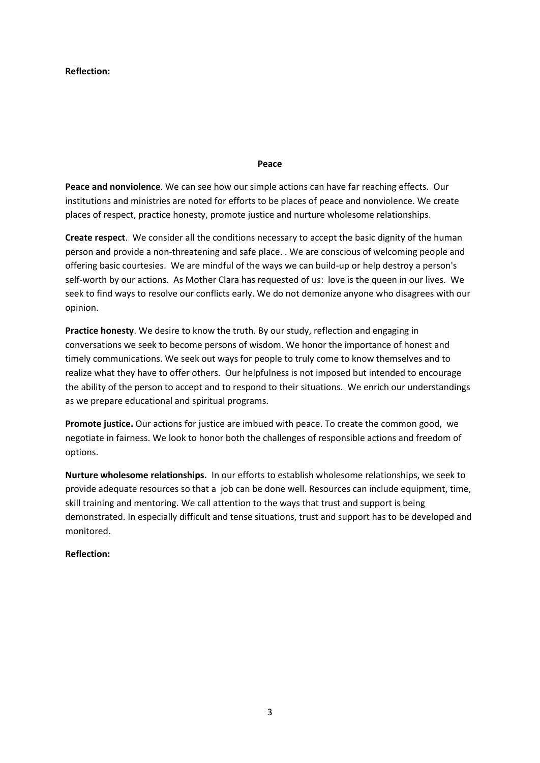**Reflection:**

## Peace

**Peace and nonviolence**. We can see how our simple actions can have far reaching effects. Our institutions and ministries are noted for efforts to be places of peace and nonviolence. We create places of respect, practice honesty, promote justice and nurture wholesome relationships.

**Create respect**. We consider all the conditions necessary to accept the basic dignity of the human person and provide a non-threatening and safe place. . We are conscious of welcoming people and offering basic courtesies. We are mindful of the ways we can build-up or help destroy a person's self-worth by our actions. As Mother Clara has requested of us: love is the queen in our lives. We seek to find ways to resolve our conflicts early. We do not demonize anyone who disagrees with our opinion.

**Practice honesty**. We desire to know the truth. By our study, reflection and engaging in conversations we seek to become persons of wisdom. We honor the importance of honest and timely communications. We seek out ways for people to truly come to know themselves and to realize what they have to offer others. Our helpfulness is not imposed but intended to encourage the ability of the person to accept and to respond to their situations. We enrich our understandings as we prepare educational and spiritual programs.

**Promote justice.** Our actions for justice are imbued with peace. To create the common good, we negotiate in fairness. We look to honor both the challenges of responsible actions and freedom of options.

**Nurture wholesome relationships.** In our efforts to establish wholesome relationships, we seek to provide adequate resources so that a job can be done well. Resources can include equipment, time, skill training and mentoring. We call attention to the ways that trust and support is being demonstrated. In especially difficult and tense situations, trust and support has to be developed and monitored.

**Reflection:**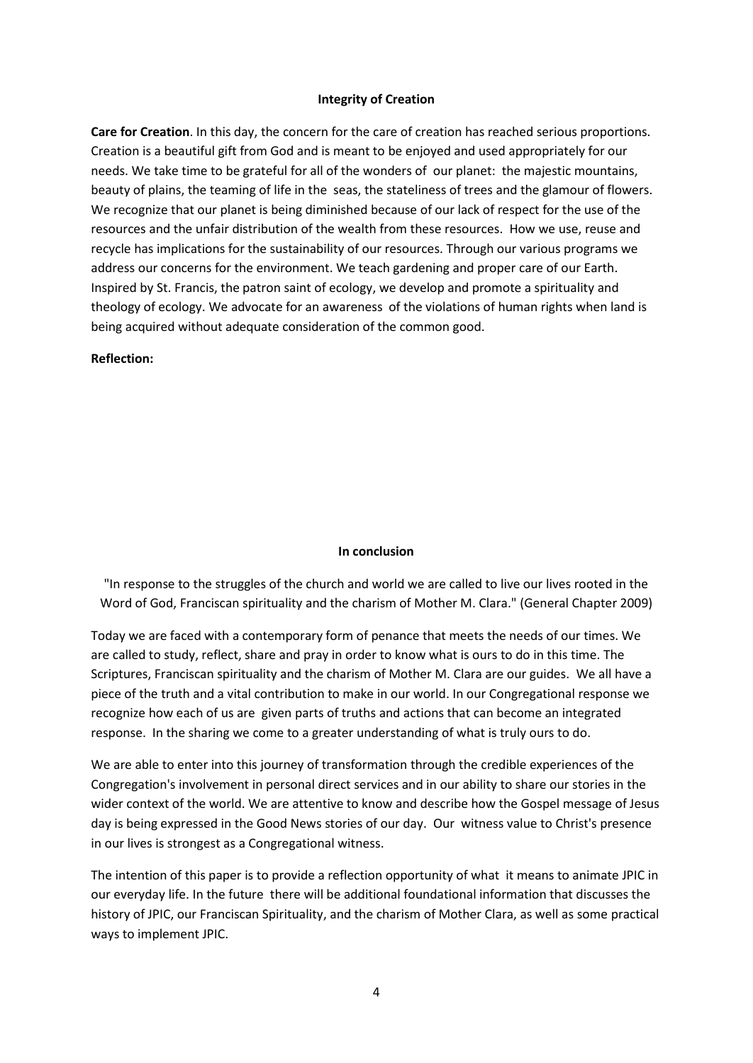## Integrity of Creation

**Care for Creation**. In this day, the concern for the care of creation has reached serious proportions. Creation is a beautiful gift from God and is meant to be enjoyed and used appropriately for our needs. We take time to be grateful for all of the wonders of our planet: the majestic mountains, beauty of plains, the teaming of life in the seas, the stateliness of trees and the glamour of flowers. We recognize that our planet is being diminished because of our lack of respect for the use of the resources and the unfair distribution of the wealth from these resources. How we use, reuse and recycle has implications for the sustainability of our resources. Through our various programs we address our concerns for the environment. We teach gardening and proper care of our Earth. Inspired by St. Francis, the patron saint of ecology, we develop and promote a spirituality and theology of ecology. We advocate for an awareness of the violations of human rights when land is being acquired without adequate consideration of the common good.

**Reflection:**

## In conclusion

"In response to the struggles of the church and world we are called to live our lives rooted in the Word of God, Franciscan spirituality and the charism of Mother M. Clara." (General Chapter 2009)

Today we are faced with a contemporary form of penance that meets the needs of our times. We are called to study, reflect, share and pray in order to know what is ours to do in this time. The Scriptures, Franciscan spirituality and the charism of Mother M. Clara are our guides. We all have a piece of the truth and a vital contribution to make in our world. In our Congregational response we recognize how each of us are given parts of truths and actions that can become an integrated response. In the sharing we come to a greater understanding of what is truly ours to do.

We are able to enter into this journey of transformation through the credible experiences of the Congregation's involvement in personal direct services and in our ability to share our stories in the wider context of the world. We are attentive to know and describe how the Gospel message of Jesus day is being expressed in the Good News stories of our day. Our witness value to Christ's presence in our lives is strongest as a Congregational witness.

The intention of this paper is to provide a reflection opportunity of what it means to animate JPIC in our everyday life. In the future there will be additional foundational information that discusses the history of JPIC, our Franciscan Spirituality, and the charism of Mother Clara, as well as some practical ways to implement JPIC.